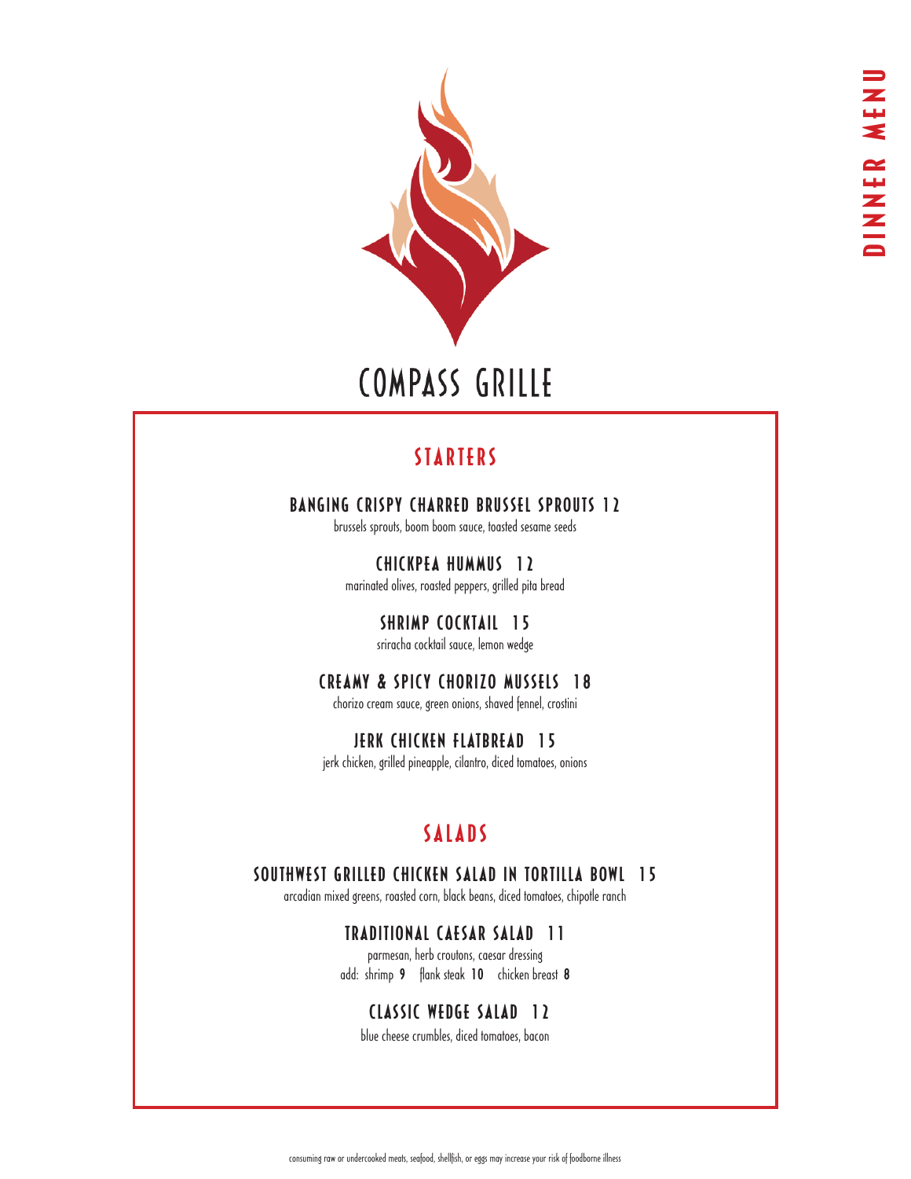# COMPASS GRILLE

DINNER MENU

## STARTERS

### BANGING CRISPY CHARRED BRUSSEL SPROUTS 12

brussels sprouts, boom boom sauce, toasted sesame seeds

### CHICKPEA HUMMUS 12

marinated olives, roasted peppers, grilled pita bread

### SHRIMP COCKTAIL 15

sriracha cocktail sauce, lemon wedge

### CREAMY & SPICY CHORIZO MUSSELS 18

chorizo cream sauce, green onions, shaved fennel, crostini

### JERK CHICKEN FLATBREAD 15

jerk chicken, grilled pineapple, cilantro, diced tomatoes, onions

## SALADS

### SOUTHWEST GRILLED CHICKEN SALAD IN TORTILLA BOWL 15

arcadian mixed greens, roasted corn, black beans, diced tomatoes, chipotle ranch

### TRADITIONAL CAESAR SALAD 11

parmesan, herb croutons, caesar dressing

add: shrimp **9** flank steak **10** chicken breast **8**

### CLASSIC WEDGE SALAD 12

blue cheese crumbles, diced tomatoes, bacon

consuming raw or undercooked meats, seafood, shellfish, or eggs may increase your risk of foodborne illness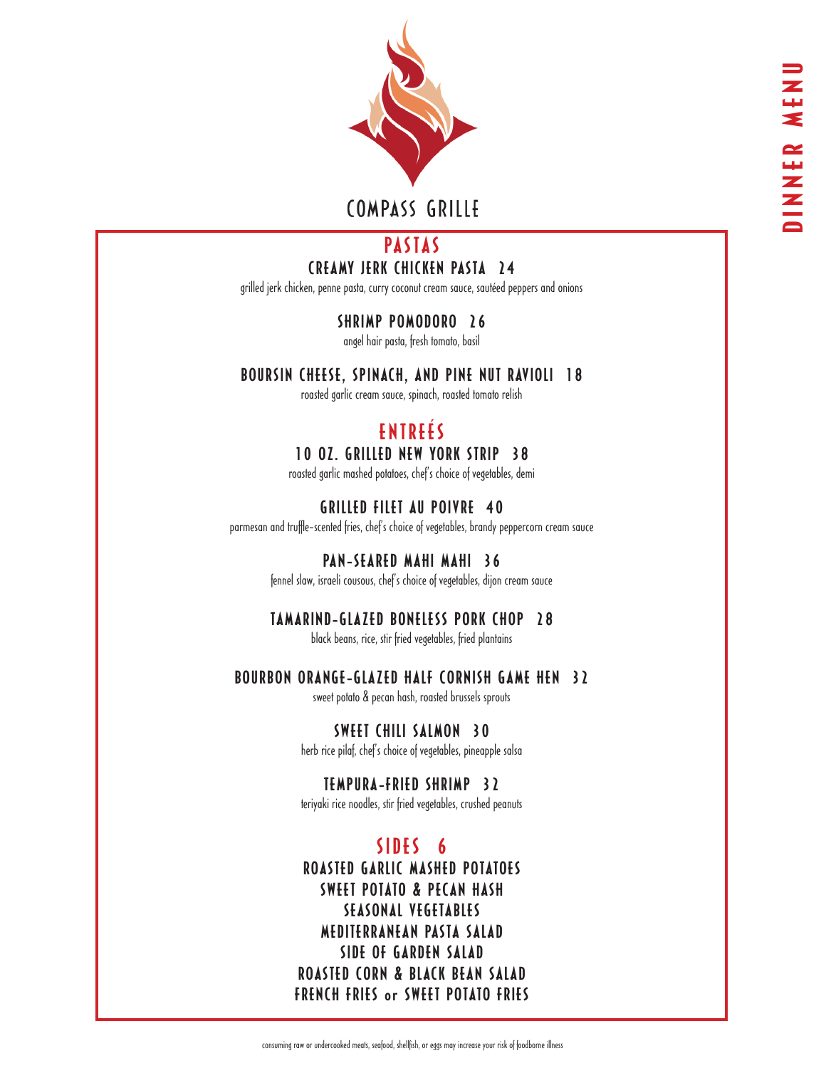# COMPASS GRILLE

DINNER MENU

## PASTAS

### CREAMY JERK CHICKEN PASTA 24
grilled jerk chicken, penne pasta, curry coconut cream sauce, sautéed peppers and onions

### SHRIMP POMODORO 26
angel hair pasta, fresh tomato, basil

### BOURSIN CHEESE, SPINACH, AND PINE NUT RAVIOLI 18
roasted garlic cream sauce, spinach, roasted tomato relish

## ENTREÉS

### 10 OZ. GRILLED NEW YORK STRIP 38
roasted garlic mashed potatoes, chef's choice of vegetables, demi

### GRILLED FILET AU POIVRE 40
parmesan and truffle-scented fries, chef's choice of vegetables, brandy peppercorn cream sauce

### PAN-SEARED MAHI MAHI 36
fennel slaw, israeli cousous, chef's choice of vegetables, dijon cream sauce

### TAMARIND-GLAZED BONELESS PORK CHOP 28
black beans, rice, stir fried vegetables, fried plantains

### BOURBON ORANGE-GLAZED HALF CORNISH GAME HEN 32
sweet potato & pecan hash, roasted brussels sprouts

### SWEET CHILI SALMON 30
herb rice pilaf, chef's choice of vegetables, pineapple salsa

### TEMPURA-FRIED SHRIMP 32
teriyaki rice noodles, stir fried vegetables, crushed peanuts

## SIDES 6

ROASTED GARLIC MASHED POTATOES
SWEET POTATO & PECAN HASH
SEASONAL VEGETABLES
MEDITERRANEAN PASTA SALAD
SIDE OF GARDEN SALAD
ROASTED CORN & BLACK BEAN SALAD
FRENCH FRIES or SWEET POTATO FRIES

consuming raw or undercooked meats, seafood, shellfish, or eggs may increase your risk of foodborne illness